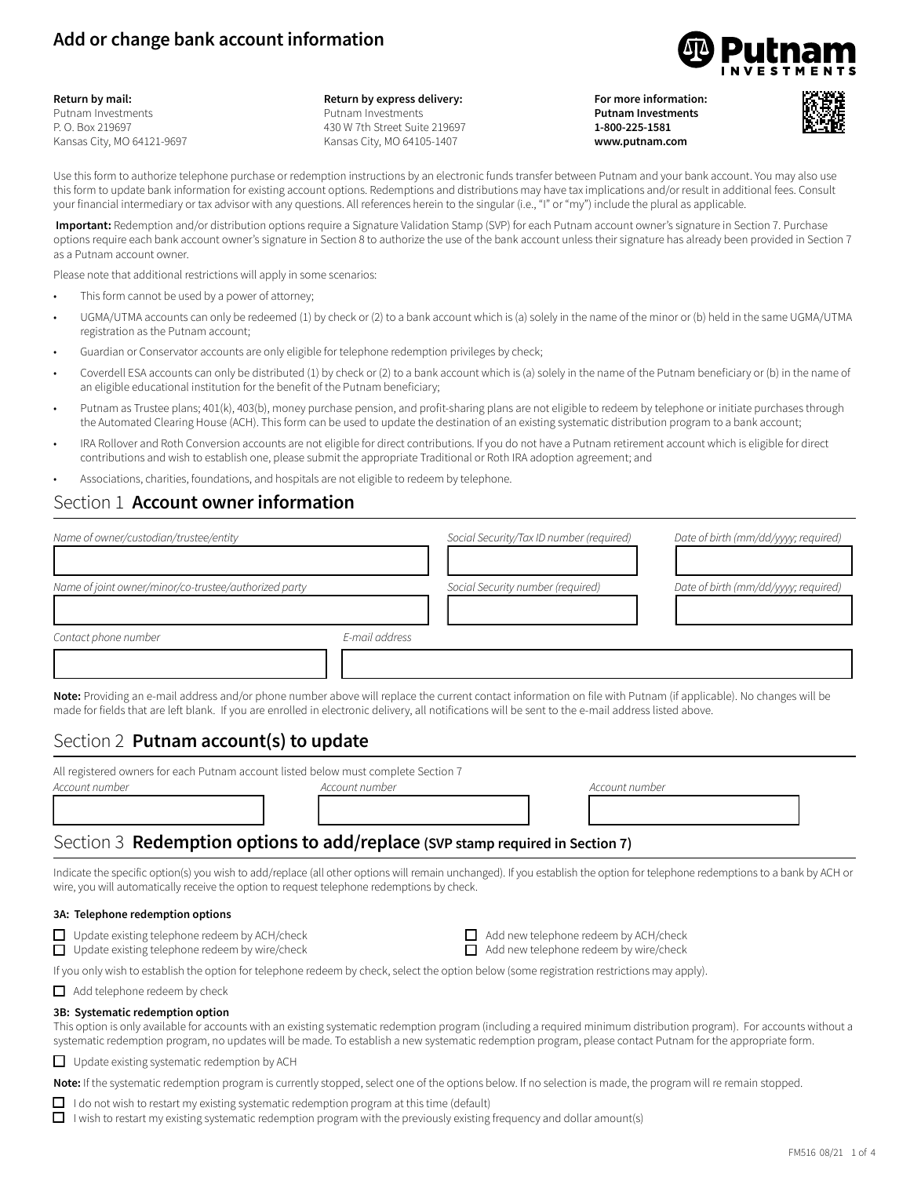# Add or change bank account information

**Return by mail:**
Putnam Investments
P. O. Box 219697
Kansas City, MO 64121-9697

**Return by express delivery:**
Putnam Investments
430 W 7th Street Suite 219697
Kansas City, MO 64105-1407

**For more information:**
**Putnam Investments**
**1-800-225-1581**
**www.putnam.com**

Use this form to authorize telephone purchase or redemption instructions by an electronic funds transfer between Putnam and your bank account. You may also use this form to update bank information for existing account options. Redemptions and distributions may have tax implications and/or result in additional fees. Consult your financial intermediary or tax advisor with any questions. All references herein to the singular (i.e., "I" or "my") include the plural as applicable.

**Important:** Redemption and/or distribution options require a Signature Validation Stamp (SVP) for each Putnam account owner's signature in Section 7. Purchase options require each bank account owner's signature in Section 8 to authorize the use of the bank account unless their signature has already been provided in Section 7 as a Putnam account owner.

Please note that additional restrictions will apply in some scenarios:

- This form cannot be used by a power of attorney;
- UGMA/UTMA accounts can only be redeemed (1) by check or (2) to a bank account which is (a) solely in the name of the minor or (b) held in the same UGMA/UTMA registration as the Putnam account;
- Guardian or Conservator accounts are only eligible for telephone redemption privileges by check;
- Coverdell ESA accounts can only be distributed (1) by check or (2) to a bank account which is (a) solely in the name of the Putnam beneficiary or (b) in the name of an eligible educational institution for the benefit of the Putnam beneficiary;
- Putnam as Trustee plans; 401(k), 403(b), money purchase pension, and profit-sharing plans are not eligible to redeem by telephone or initiate purchases through the Automated Clearing House (ACH). This form can be used to update the destination of an existing systematic distribution program to a bank account;
- IRA Rollover and Roth Conversion accounts are not eligible for direct contributions. If you do not have a Putnam retirement account which is eligible for direct contributions and wish to establish one, please submit the appropriate Traditional or Roth IRA adoption agreement; and
- Associations, charities, foundations, and hospitals are not eligible to redeem by telephone.

## Section 1 **Account owner information**

*Name of owner/custodian/trustee/entity* | *Social Security/Tax ID number (required)* | *Date of birth (mm/dd/yyyy; required)*

*Name of joint owner/minor/co-trustee/authorized party* | *Social Security number (required)* | *Date of birth (mm/dd/yyyy; required)*

*Contact phone number* | *E-mail address*

**Note:** Providing an e-mail address and/or phone number above will replace the current contact information on file with Putnam (if applicable). No changes will be made for fields that are left blank. If you are enrolled in electronic delivery, all notifications will be sent to the e-mail address listed above.

## Section 2 **Putnam account(s) to update**

All registered owners for each Putnam account listed below must complete Section 7

*Account number* | *Account number* | *Account number*

## Section 3 **Redemption options to add/replace** (SVP stamp required in Section 7)

Indicate the specific option(s) you wish to add/replace (all other options will remain unchanged). If you establish the option for telephone redemptions to a bank by ACH or wire, you will automatically receive the option to request telephone redemptions by check.

### 3A: Telephone redemption options

☐ Update existing telephone redeem by ACH/check
☐ Update existing telephone redeem by wire/check
☐ Add new telephone redeem by ACH/check
☐ Add new telephone redeem by wire/check

If you only wish to establish the option for telephone redeem by check, select the option below (some registration restrictions may apply).

☐ Add telephone redeem by check

### 3B: Systematic redemption option

This option is only available for accounts with an existing systematic redemption program (including a required minimum distribution program). For accounts without a systematic redemption program, no updates will be made. To establish a new systematic redemption program, please contact Putnam for the appropriate form.

☐ Update existing systematic redemption by ACH

**Note:** If the systematic redemption program is currently stopped, select one of the options below. If no selection is made, the program will re remain stopped.

☐ I do not wish to restart my existing systematic redemption program at this time (default)
☐ I wish to restart my existing systematic redemption program with the previously existing frequency and dollar amount(s)

FM516 08/21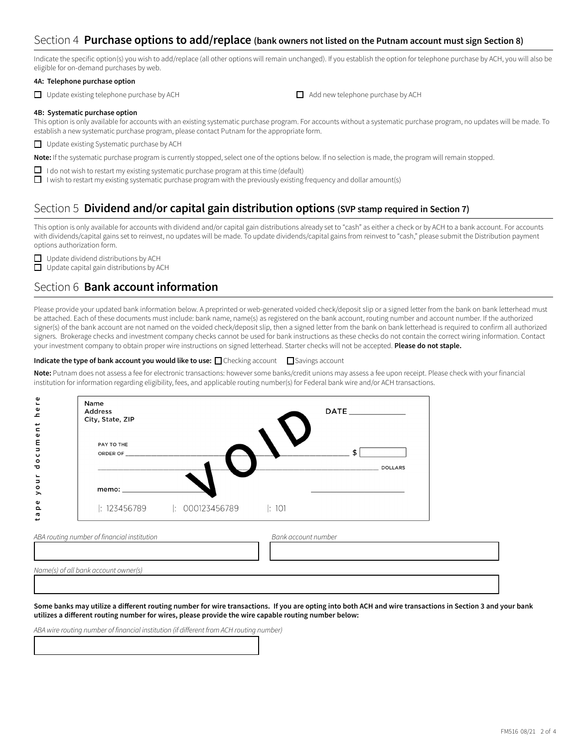## Section 4 **Purchase options to add/replace (bank owners not listed on the Putnam account must sign Section 8)**

Indicate the specific option(s) you wish to add/replace (all other options will remain unchanged). If you establish the option for telephone purchase by ACH, you will also be eligible for on-demand purchases by web.

**4A: Telephone purchase option**

☐ Update existing telephone purchase by ACH

☐ Add new telephone purchase by ACH

**4B: Systematic purchase option**

This option is only available for accounts with an existing systematic purchase program. For accounts without a systematic purchase program, no updates will be made. To establish a new systematic purchase program, please contact Putnam for the appropriate form.

☐ Update existing Systematic purchase by ACH

**Note:** If the systematic purchase program is currently stopped, select one of the options below. If no selection is made, the program will remain stopped.

☐ I do not wish to restart my existing systematic purchase program at this time (default)

☐ I wish to restart my existing systematic purchase program with the previously existing frequency and dollar amount(s)

## Section 5 **Dividend and/or capital gain distribution options (SVP stamp required in Section 7)**

This option is only available for accounts with dividend and/or capital gain distributions already set to "cash" as either a check or by ACH to a bank account. For accounts with dividends/capital gains set to reinvest, no updates will be made. To update dividends/capital gains from reinvest to "cash," please submit the Distribution payment options authorization form.

☐ Update dividend distributions by ACH

☐ Update capital gain distributions by ACH

## Section 6 **Bank account information**

Please provide your updated bank information below. A preprinted or web-generated voided check/deposit slip or a signed letter from the bank on bank letterhead must be attached. Each of these documents must include: bank name, name(s) as registered on the bank account, routing number and account number. If the authorized signer(s) of the bank account are not named on the voided check/deposit slip, then a signed letter from the bank on bank letterhead is required to confirm all authorized signers. Brokerage checks and investment company checks cannot be used for bank instructions as these checks do not contain the correct wiring information. Contact your investment company to obtain proper wire instructions on signed letterhead. Starter checks will not be accepted. **Please do not staple.**

**Indicate the type of bank account you would like to use:** ☐ Checking account ☐ Savings account

**Note:** Putnam does not assess a fee for electronic transactions: however some banks/credit unions may assess a fee upon receipt. Please check with your financial institution for information regarding eligibility, fees, and applicable routing number(s) for Federal bank wire and/or ACH transactions.

tape your document here

Name
Address
City, State, ZIP

DATE ____________

PAY TO THE ORDER OF ____________________ $ [ ]

____________________ DOLLARS

memo: ____________

VOID

|: 123456789 |: 000123456789 |: 101

*ABA routing number of financial institution*

*Bank account number*

*Name(s) of all bank account owner(s)*

**Some banks may utilize a different routing number for wire transactions. If you are opting into both ACH and wire transactions in Section 3 and your bank utilizes a different routing number for wires, please provide the wire capable routing number below:**

*ABA wire routing number of financial institution (if different from ACH routing number)*

FM516 08/21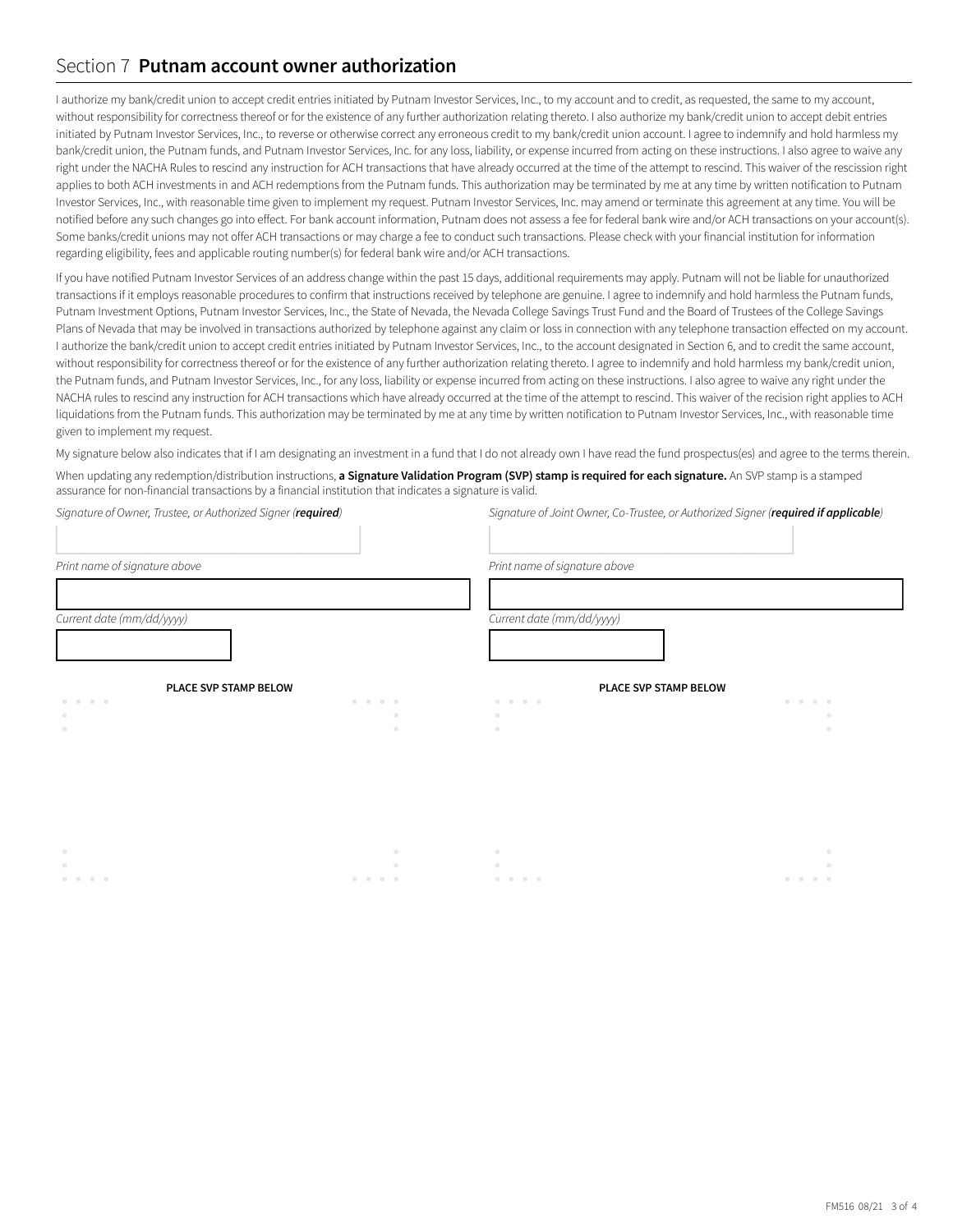## Section 7 **Putnam account owner authorization**

I authorize my bank/credit union to accept credit entries initiated by Putnam Investor Services, Inc., to my account and to credit, as requested, the same to my account, without responsibility for correctness thereof or for the existence of any further authorization relating thereto. I also authorize my bank/credit union to accept debit entries initiated by Putnam Investor Services, Inc., to reverse or otherwise correct any erroneous credit to my bank/credit union account. I agree to indemnify and hold harmless my bank/credit union, the Putnam funds, and Putnam Investor Services, Inc. for any loss, liability, or expense incurred from acting on these instructions. I also agree to waive any right under the NACHA Rules to rescind any instruction for ACH transactions that have already occurred at the time of the attempt to rescind. This waiver of the rescission right applies to both ACH investments in and ACH redemptions from the Putnam funds. This authorization may be terminated by me at any time by written notification to Putnam Investor Services, Inc., with reasonable time given to implement my request. Putnam Investor Services, Inc. may amend or terminate this agreement at any time. You will be notified before any such changes go into effect. For bank account information, Putnam does not assess a fee for federal bank wire and/or ACH transactions on your account(s). Some banks/credit unions may not offer ACH transactions or may charge a fee to conduct such transactions. Please check with your financial institution for information regarding eligibility, fees and applicable routing number(s) for federal bank wire and/or ACH transactions.

If you have notified Putnam Investor Services of an address change within the past 15 days, additional requirements may apply. Putnam will not be liable for unauthorized transactions if it employs reasonable procedures to confirm that instructions received by telephone are genuine. I agree to indemnify and hold harmless the Putnam funds, Putnam Investment Options, Putnam Investor Services, Inc., the State of Nevada, the Nevada College Savings Trust Fund and the Board of Trustees of the College Savings Plans of Nevada that may be involved in transactions authorized by telephone against any claim or loss in connection with any telephone transaction effected on my account. I authorize the bank/credit union to accept credit entries initiated by Putnam Investor Services, Inc., to the account designated in Section 6, and to credit the same account, without responsibility for correctness thereof or for the existence of any further authorization relating thereto. I agree to indemnify and hold harmless my bank/credit union, the Putnam funds, and Putnam Investor Services, Inc., for any loss, liability or expense incurred from acting on these instructions. I also agree to waive any right under the NACHA rules to rescind any instruction for ACH transactions which have already occurred at the time of the attempt to rescind. This waiver of the recision right applies to ACH liquidations from the Putnam funds. This authorization may be terminated by me at any time by written notification to Putnam Investor Services, Inc., with reasonable time given to implement my request.

My signature below also indicates that if I am designating an investment in a fund that I do not already own I have read the fund prospectus(es) and agree to the terms therein.

When updating any redemption/distribution instructions, **a Signature Validation Program (SVP) stamp is required for each signature.** An SVP stamp is a stamped assurance for non-financial transactions by a financial institution that indicates a signature is valid.

*Signature of Owner, Trustee, or Authorized Signer (**required**)*

*Print name of signature above*

*Current date (mm/dd/yyyy)*

**PLACE SVP STAMP BELOW**

*Signature of Joint Owner, Co-Trustee, or Authorized Signer (**required if applicable**)*

*Print name of signature above*

*Current date (mm/dd/yyyy)*

**PLACE SVP STAMP BELOW**

FM516 08/21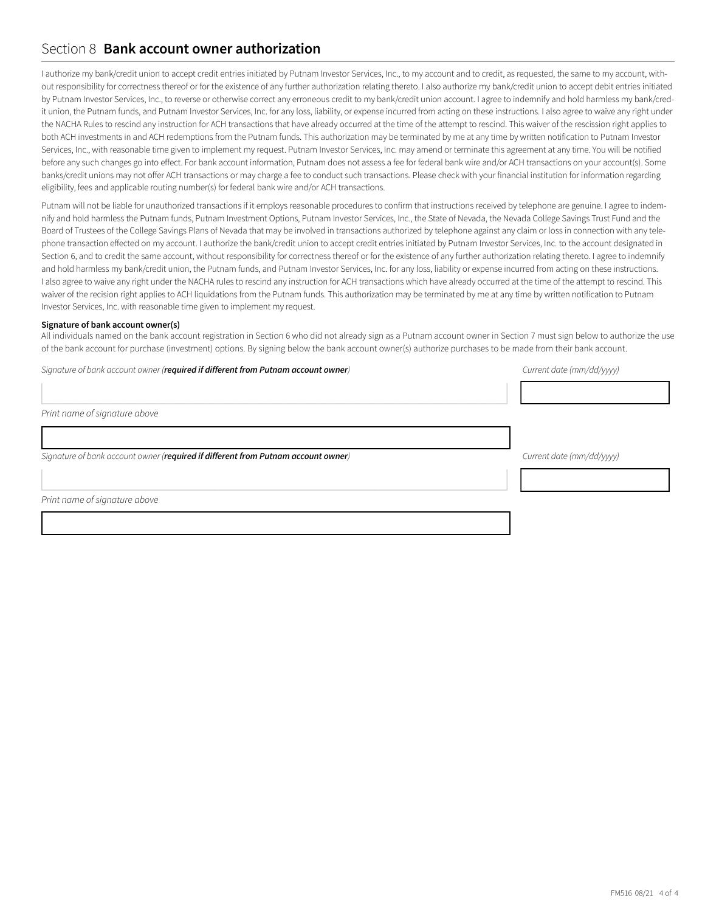## Section 8 **Bank account owner authorization**

I authorize my bank/credit union to accept credit entries initiated by Putnam Investor Services, Inc., to my account and to credit, as requested, the same to my account, without responsibility for correctness thereof or for the existence of any further authorization relating thereto. I also authorize my bank/credit union to accept debit entries initiated by Putnam Investor Services, Inc., to reverse or otherwise correct any erroneous credit to my bank/credit union account. I agree to indemnify and hold harmless my bank/credit union, the Putnam funds, and Putnam Investor Services, Inc. for any loss, liability, or expense incurred from acting on these instructions. I also agree to waive any right under the NACHA Rules to rescind any instruction for ACH transactions that have already occurred at the time of the attempt to rescind. This waiver of the rescission right applies to both ACH investments in and ACH redemptions from the Putnam funds. This authorization may be terminated by me at any time by written notification to Putnam Investor Services, Inc., with reasonable time given to implement my request. Putnam Investor Services, Inc. may amend or terminate this agreement at any time. You will be notified before any such changes go into effect. For bank account information, Putnam does not assess a fee for federal bank wire and/or ACH transactions on your account(s). Some banks/credit unions may not offer ACH transactions or may charge a fee to conduct such transactions. Please check with your financial institution for information regarding eligibility, fees and applicable routing number(s) for federal bank wire and/or ACH transactions.

Putnam will not be liable for unauthorized transactions if it employs reasonable procedures to confirm that instructions received by telephone are genuine. I agree to indemnify and hold harmless the Putnam funds, Putnam Investment Options, Putnam Investor Services, Inc., the State of Nevada, the Nevada College Savings Trust Fund and the Board of Trustees of the College Savings Plans of Nevada that may be involved in transactions authorized by telephone against any claim or loss in connection with any telephone transaction effected on my account. I authorize the bank/credit union to accept credit entries initiated by Putnam Investor Services, Inc. to the account designated in Section 6, and to credit the same account, without responsibility for correctness thereof or for the existence of any further authorization relating thereto. I agree to indemnify and hold harmless my bank/credit union, the Putnam funds, and Putnam Investor Services, Inc. for any loss, liability or expense incurred from acting on these instructions. I also agree to waive any right under the NACHA rules to rescind any instruction for ACH transactions which have already occurred at the time of the attempt to rescind. This waiver of the recision right applies to ACH liquidations from the Putnam funds. This authorization may be terminated by me at any time by written notification to Putnam Investor Services, Inc. with reasonable time given to implement my request.

**Signature of bank account owner(s)**

All individuals named on the bank account registration in Section 6 who did not already sign as a Putnam account owner in Section 7 must sign below to authorize the use of the bank account for purchase (investment) options. By signing below the bank account owner(s) authorize purchases to be made from their bank account.

*Signature of bank account owner (**required if different from Putnam account owner**)* | *Current date (mm/dd/yyyy)*

*Print name of signature above*

*Signature of bank account owner (**required if different from Putnam account owner**)* | *Current date (mm/dd/yyyy)*

*Print name of signature above*

FM516 08/21